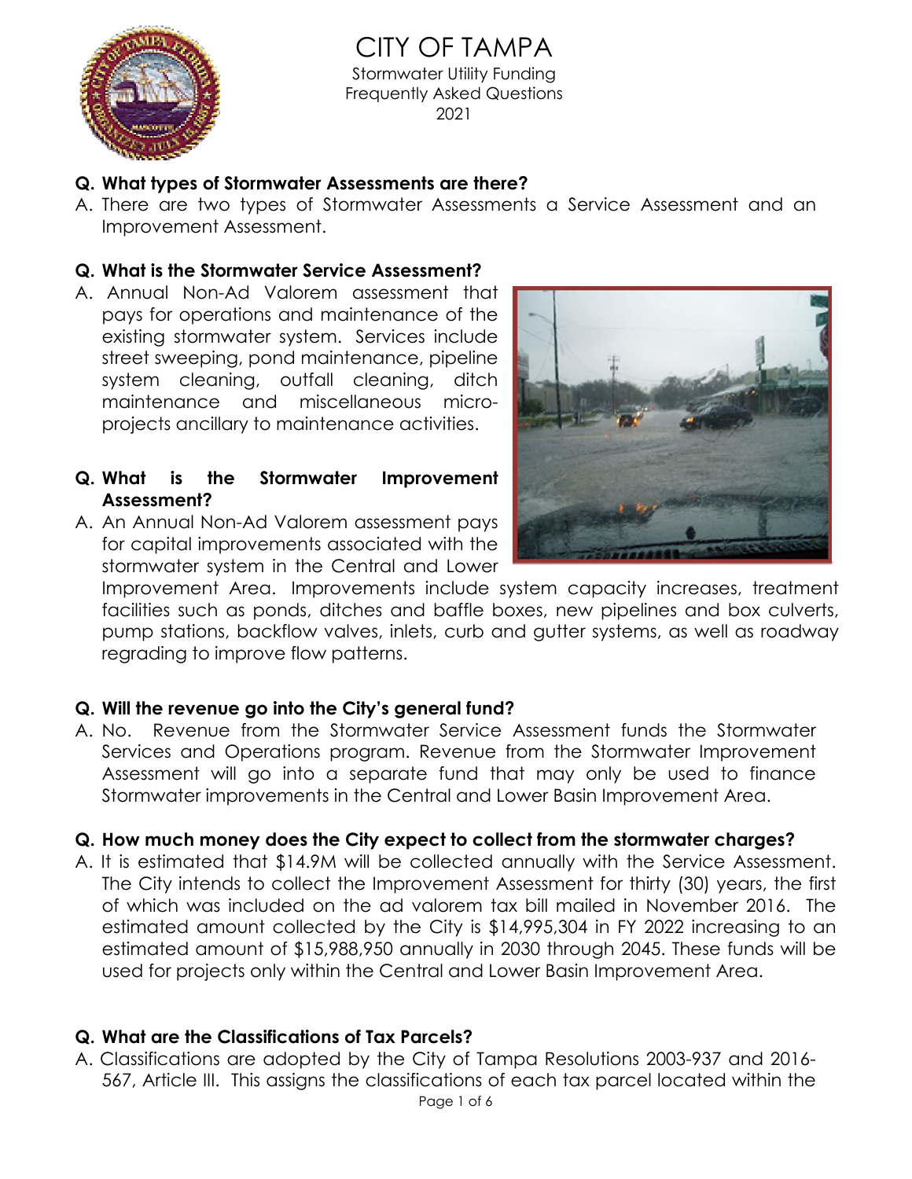# CITY OF TAMPA

Stormwater Utility Funding
Frequently Asked Questions
2021

**Q. What types of Stormwater Assessments are there?**

A. There are two types of Stormwater Assessments a Service Assessment and an Improvement Assessment.

**Q. What is the Stormwater Service Assessment?**

A. Annual Non-Ad Valorem assessment that pays for operations and maintenance of the existing stormwater system. Services include street sweeping, pond maintenance, pipeline system cleaning, outfall cleaning, ditch maintenance and miscellaneous micro-projects ancillary to maintenance activities.

**Q. What is the Stormwater Improvement Assessment?**

A. An Annual Non-Ad Valorem assessment pays for capital improvements associated with the stormwater system in the Central and Lower Improvement Area. Improvements include system capacity increases, treatment facilities such as ponds, ditches and baffle boxes, new pipelines and box culverts, pump stations, backflow valves, inlets, curb and gutter systems, as well as roadway regrading to improve flow patterns.

**Q. Will the revenue go into the City's general fund?**

A. No. Revenue from the Stormwater Service Assessment funds the Stormwater Services and Operations program. Revenue from the Stormwater Improvement Assessment will go into a separate fund that may only be used to finance Stormwater improvements in the Central and Lower Basin Improvement Area.

**Q. How much money does the City expect to collect from the stormwater charges?**

A. It is estimated that $14.9M will be collected annually with the Service Assessment. The City intends to collect the Improvement Assessment for thirty (30) years, the first of which was included on the ad valorem tax bill mailed in November 2016. The estimated amount collected by the City is $14,995,304 in FY 2022 increasing to an estimated amount of $15,988,950 annually in 2030 through 2045. These funds will be used for projects only within the Central and Lower Basin Improvement Area.

**Q. What are the Classifications of Tax Parcels?**

A. Classifications are adopted by the City of Tampa Resolutions 2003-937 and 2016-567, Article III. This assigns the classifications of each tax parcel located within the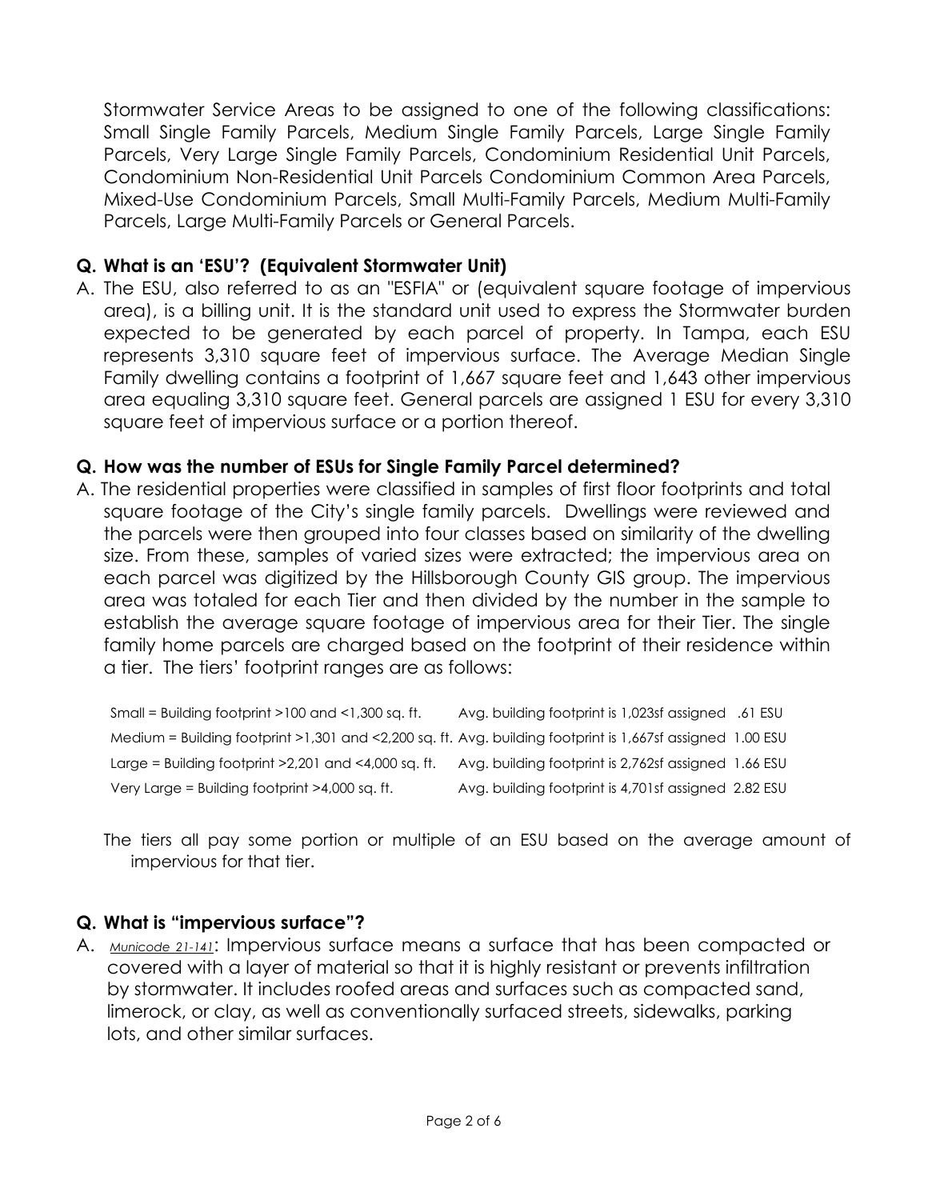Stormwater Service Areas to be assigned to one of the following classifications: Small Single Family Parcels, Medium Single Family Parcels, Large Single Family Parcels, Very Large Single Family Parcels, Condominium Residential Unit Parcels, Condominium Non-Residential Unit Parcels Condominium Common Area Parcels, Mixed-Use Condominium Parcels, Small Multi-Family Parcels, Medium Multi-Family Parcels, Large Multi-Family Parcels or General Parcels.

**Q. What is an 'ESU'? (Equivalent Stormwater Unit)**

A. The ESU, also referred to as an "ESFIA" or (equivalent square footage of impervious area), is a billing unit. It is the standard unit used to express the Stormwater burden expected to be generated by each parcel of property. In Tampa, each ESU represents 3,310 square feet of impervious surface. The Average Median Single Family dwelling contains a footprint of 1,667 square feet and 1,643 other impervious area equaling 3,310 square feet. General parcels are assigned 1 ESU for every 3,310 square feet of impervious surface or a portion thereof.

**Q. How was the number of ESUs for Single Family Parcel determined?**

A. The residential properties were classified in samples of first floor footprints and total square footage of the City's single family parcels. Dwellings were reviewed and the parcels were then grouped into four classes based on similarity of the dwelling size. From these, samples of varied sizes were extracted; the impervious area on each parcel was digitized by the Hillsborough County GIS group. The impervious area was totaled for each Tier and then divided by the number in the sample to establish the average square footage of impervious area for their Tier. The single family home parcels are charged based on the footprint of their residence within a tier. The tiers' footprint ranges are as follows:

| | |
|---|---|
| Small = Building footprint >100 and <1,300 sq. ft. | Avg. building footprint is 1,023sf assigned .61 ESU |
| Medium = Building footprint >1,301 and <2,200 sq. ft. | Avg. building footprint is 1,667sf assigned 1.00 ESU |
| Large = Building footprint >2,201 and <4,000 sq. ft. | Avg. building footprint is 2,762sf assigned 1.66 ESU |
| Very Large = Building footprint >4,000 sq. ft. | Avg. building footprint is 4,701sf assigned 2.82 ESU |

The tiers all pay some portion or multiple of an ESU based on the average amount of impervious for that tier.

**Q. What is "impervious surface"?**

A. *Municode 21-141*: Impervious surface means a surface that has been compacted or covered with a layer of material so that it is highly resistant or prevents infiltration by stormwater. It includes roofed areas and surfaces such as compacted sand, limerock, or clay, as well as conventionally surfaced streets, sidewalks, parking lots, and other similar surfaces.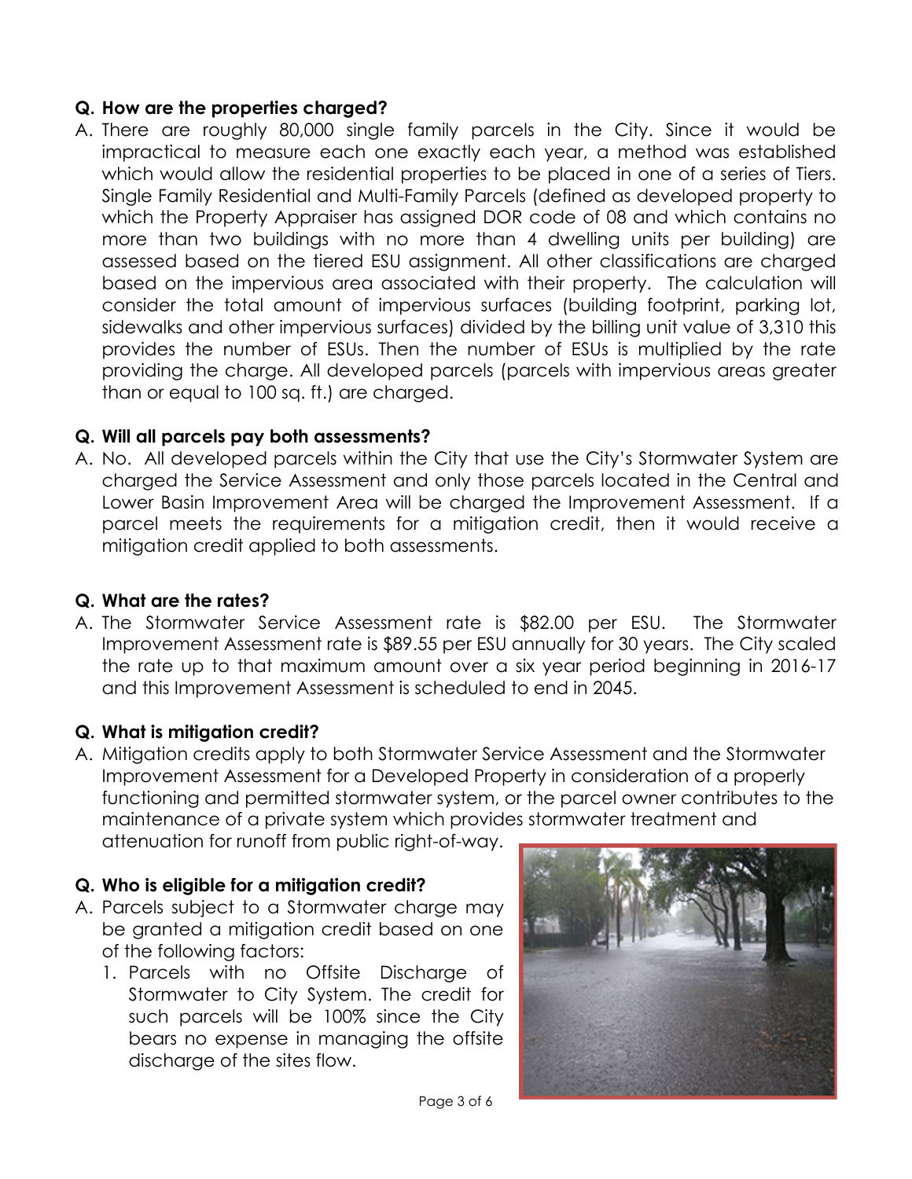**Q. How are the properties charged?**

A. There are roughly 80,000 single family parcels in the City. Since it would be impractical to measure each one exactly each year, a method was established which would allow the residential properties to be placed in one of a series of Tiers. Single Family Residential and Multi-Family Parcels (defined as developed property to which the Property Appraiser has assigned DOR code of 08 and which contains no more than two buildings with no more than 4 dwelling units per building) are assessed based on the tiered ESU assignment. All other classifications are charged based on the impervious area associated with their property. The calculation will consider the total amount of impervious surfaces (building footprint, parking lot, sidewalks and other impervious surfaces) divided by the billing unit value of 3,310 this provides the number of ESUs. Then the number of ESUs is multiplied by the rate providing the charge. All developed parcels (parcels with impervious areas greater than or equal to 100 sq. ft.) are charged.

**Q. Will all parcels pay both assessments?**

A. No. All developed parcels within the City that use the City's Stormwater System are charged the Service Assessment and only those parcels located in the Central and Lower Basin Improvement Area will be charged the Improvement Assessment. If a parcel meets the requirements for a mitigation credit, then it would receive a mitigation credit applied to both assessments.

**Q. What are the rates?**

A. The Stormwater Service Assessment rate is $82.00 per ESU. The Stormwater Improvement Assessment rate is $89.55 per ESU annually for 30 years. The City scaled the rate up to that maximum amount over a six year period beginning in 2016-17 and this Improvement Assessment is scheduled to end in 2045.

**Q. What is mitigation credit?**

A. Mitigation credits apply to both Stormwater Service Assessment and the Stormwater Improvement Assessment for a Developed Property in consideration of a properly functioning and permitted stormwater system, or the parcel owner contributes to the maintenance of a private system which provides stormwater treatment and attenuation for runoff from public right-of-way.

**Q. Who is eligible for a mitigation credit?**

A. Parcels subject to a Stormwater charge may be granted a mitigation credit based on one of the following factors:

1. Parcels with no Offsite Discharge of Stormwater to City System. The credit for such parcels will be 100% since the City bears no expense in managing the offsite discharge of the sites flow.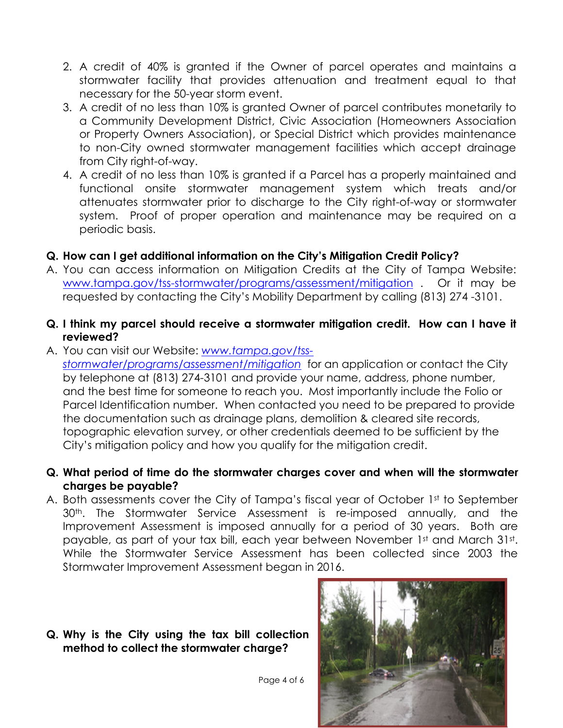2. A credit of 40% is granted if the Owner of parcel operates and maintains a stormwater facility that provides attenuation and treatment equal to that necessary for the 50-year storm event.
3. A credit of no less than 10% is granted Owner of parcel contributes monetarily to a Community Development District, Civic Association (Homeowners Association or Property Owners Association), or Special District which provides maintenance to non-City owned stormwater management facilities which accept drainage from City right-of-way.
4. A credit of no less than 10% is granted if a Parcel has a properly maintained and functional onsite stormwater management system which treats and/or attenuates stormwater prior to discharge to the City right-of-way or stormwater system. Proof of proper operation and maintenance may be required on a periodic basis.

**Q. How can I get additional information on the City's Mitigation Credit Policy?**

A. You can access information on Mitigation Credits at the City of Tampa Website: www.tampa.gov/tss-stormwater/programs/assessment/mitigation . Or it may be requested by contacting the City's Mobility Department by calling (813) 274 -3101.

**Q. I think my parcel should receive a stormwater mitigation credit. How can I have it reviewed?**

A. You can visit our Website: *www.tampa.gov/tss-stormwater/programs/assessment/mitigation* for an application or contact the City by telephone at (813) 274-3101 and provide your name, address, phone number, and the best time for someone to reach you. Most importantly include the Folio or Parcel Identification number. When contacted you need to be prepared to provide the documentation such as drainage plans, demolition & cleared site records, topographic elevation survey, or other credentials deemed to be sufficient by the City's mitigation policy and how you qualify for the mitigation credit.

**Q. What period of time do the stormwater charges cover and when will the stormwater charges be payable?**

A. Both assessments cover the City of Tampa's fiscal year of October 1st to September 30th. The Stormwater Service Assessment is re-imposed annually, and the Improvement Assessment is imposed annually for a period of 30 years. Both are payable, as part of your tax bill, each year between November 1st and March 31st. While the Stormwater Service Assessment has been collected since 2003 the Stormwater Improvement Assessment began in 2016.

**Q. Why is the City using the tax bill collection method to collect the stormwater charge?**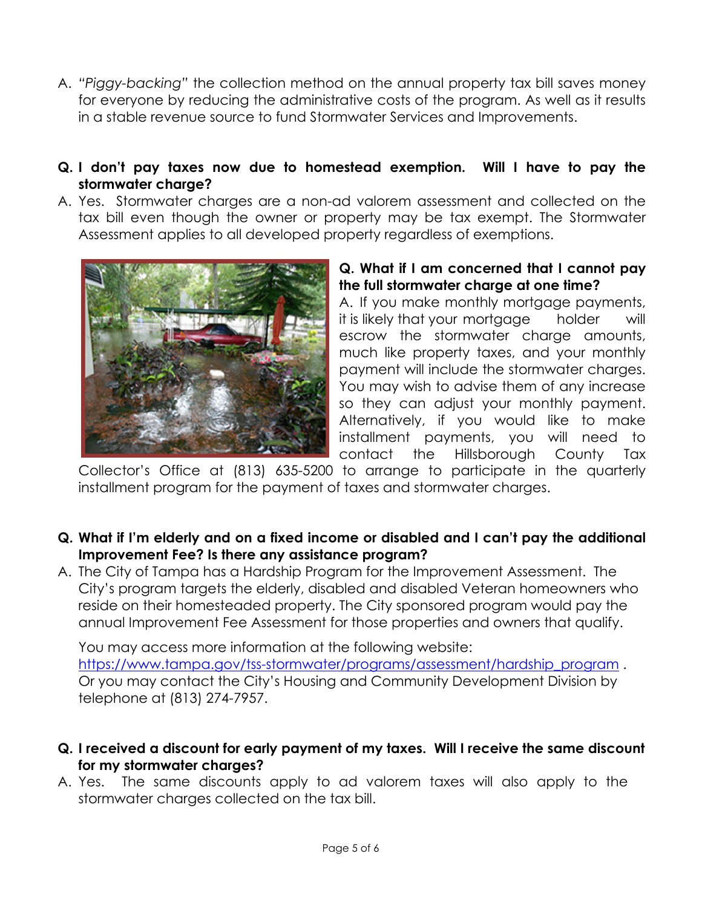A. *"Piggy-backing"* the collection method on the annual property tax bill saves money for everyone by reducing the administrative costs of the program. As well as it results in a stable revenue source to fund Stormwater Services and Improvements.

**Q. I don't pay taxes now due to homestead exemption. Will I have to pay the stormwater charge?**

A. Yes. Stormwater charges are a non-ad valorem assessment and collected on the tax bill even though the owner or property may be tax exempt. The Stormwater Assessment applies to all developed property regardless of exemptions.

**Q. What if I am concerned that I cannot pay the full stormwater charge at one time?**

A. If you make monthly mortgage payments, it is likely that your mortgage holder will escrow the stormwater charge amounts, much like property taxes, and your monthly payment will include the stormwater charges. You may wish to advise them of any increase so they can adjust your monthly payment. Alternatively, if you would like to make installment payments, you will need to contact the Hillsborough County Tax Collector's Office at (813) 635-5200 to arrange to participate in the quarterly installment program for the payment of taxes and stormwater charges.

**Q. What if I'm elderly and on a fixed income or disabled and I can't pay the additional Improvement Fee? Is there any assistance program?**

A. The City of Tampa has a Hardship Program for the Improvement Assessment. The City's program targets the elderly, disabled and disabled Veteran homeowners who reside on their homesteaded property. The City sponsored program would pay the annual Improvement Fee Assessment for those properties and owners that qualify.

You may access more information at the following website: https://www.tampa.gov/tss-stormwater/programs/assessment/hardship_program . Or you may contact the City's Housing and Community Development Division by telephone at (813) 274-7957.

**Q. I received a discount for early payment of my taxes. Will I receive the same discount for my stormwater charges?**

A. Yes. The same discounts apply to ad valorem taxes will also apply to the stormwater charges collected on the tax bill.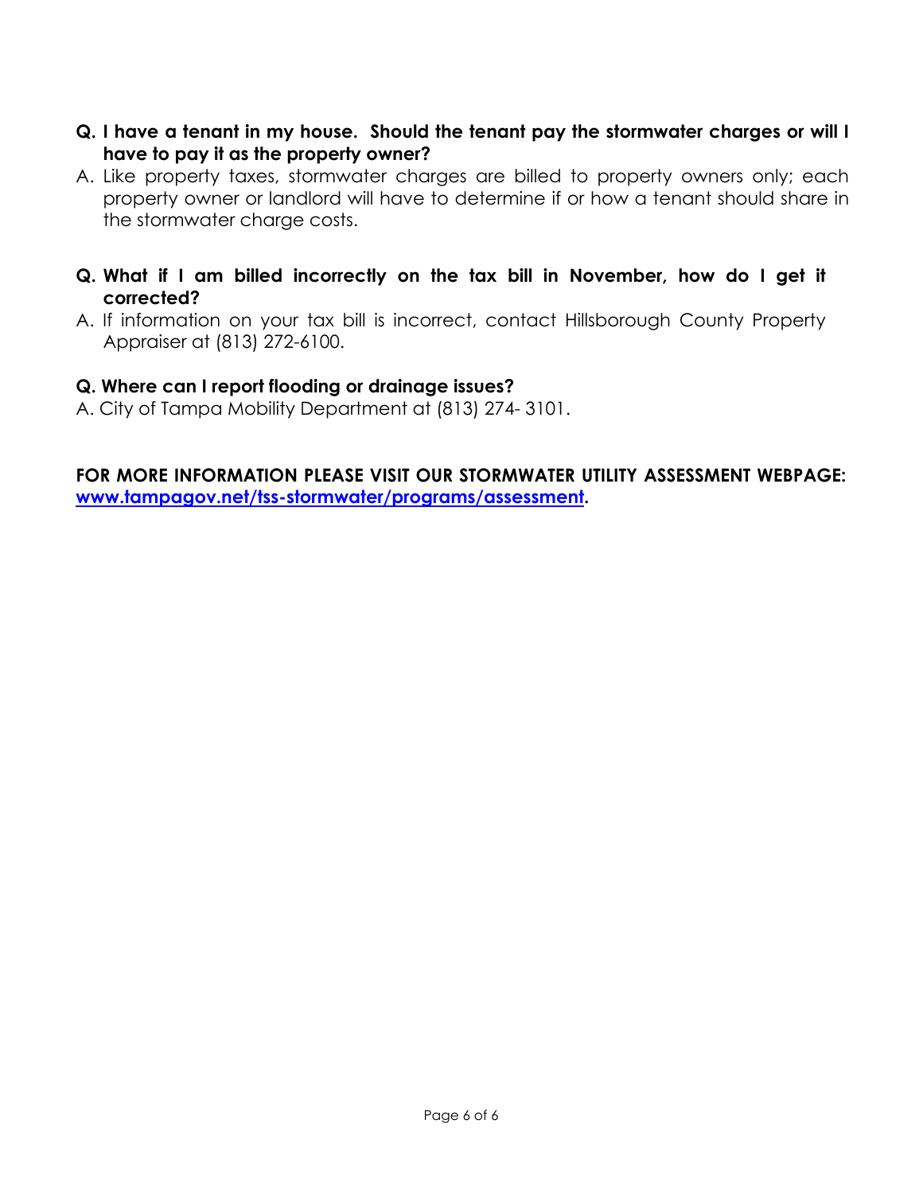**Q. I have a tenant in my house. Should the tenant pay the stormwater charges or will I have to pay it as the property owner?**

A. Like property taxes, stormwater charges are billed to property owners only; each property owner or landlord will have to determine if or how a tenant should share in the stormwater charge costs.

**Q. What if I am billed incorrectly on the tax bill in November, how do I get it corrected?**

A. If information on your tax bill is incorrect, contact Hillsborough County Property Appraiser at (813) 272-6100.

**Q. Where can I report flooding or drainage issues?**

A. City of Tampa Mobility Department at (813) 274- 3101.

**FOR MORE INFORMATION PLEASE VISIT OUR STORMWATER UTILITY ASSESSMENT WEBPAGE: [www.tampagov.net/tss-stormwater/programs/assessment](www.tampagov.net/tss-stormwater/programs/assessment).**